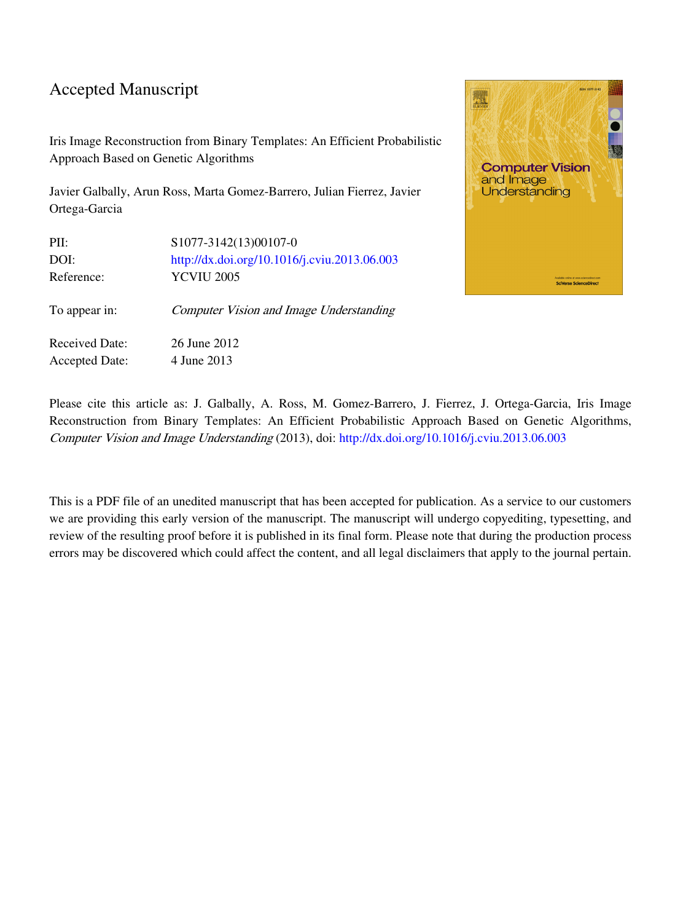# Accepted Manuscript

Iris Image Reconstruction from Binary Templates: An Efficient Probabilistic Approach Based on Genetic Algorithms

Javier Galbally, Arun Ross, Marta Gomez-Barrero, Julian Fierrez, Javier Ortega-Garcia

| | |
|---|---|
| PII: | S1077-3142(13)00107-0 |
| DOI: | http://dx.doi.org/10.1016/j.cviu.2013.06.003 |
| Reference: | YCVIU 2005 |
| To appear in: | *Computer Vision and Image Understanding* |
| Received Date: | 26 June 2012 |
| Accepted Date: | 4 June 2013 |

Please cite this article as: J. Galbally, A. Ross, M. Gomez-Barrero, J. Fierrez, J. Ortega-Garcia, Iris Image Reconstruction from Binary Templates: An Efficient Probabilistic Approach Based on Genetic Algorithms, *Computer Vision and Image Understanding* (2013), doi: http://dx.doi.org/10.1016/j.cviu.2013.06.003

This is a PDF file of an unedited manuscript that has been accepted for publication. As a service to our customers we are providing this early version of the manuscript. The manuscript will undergo copyediting, typesetting, and review of the resulting proof before it is published in its final form. Please note that during the production process errors may be discovered which could affect the content, and all legal disclaimers that apply to the journal pertain.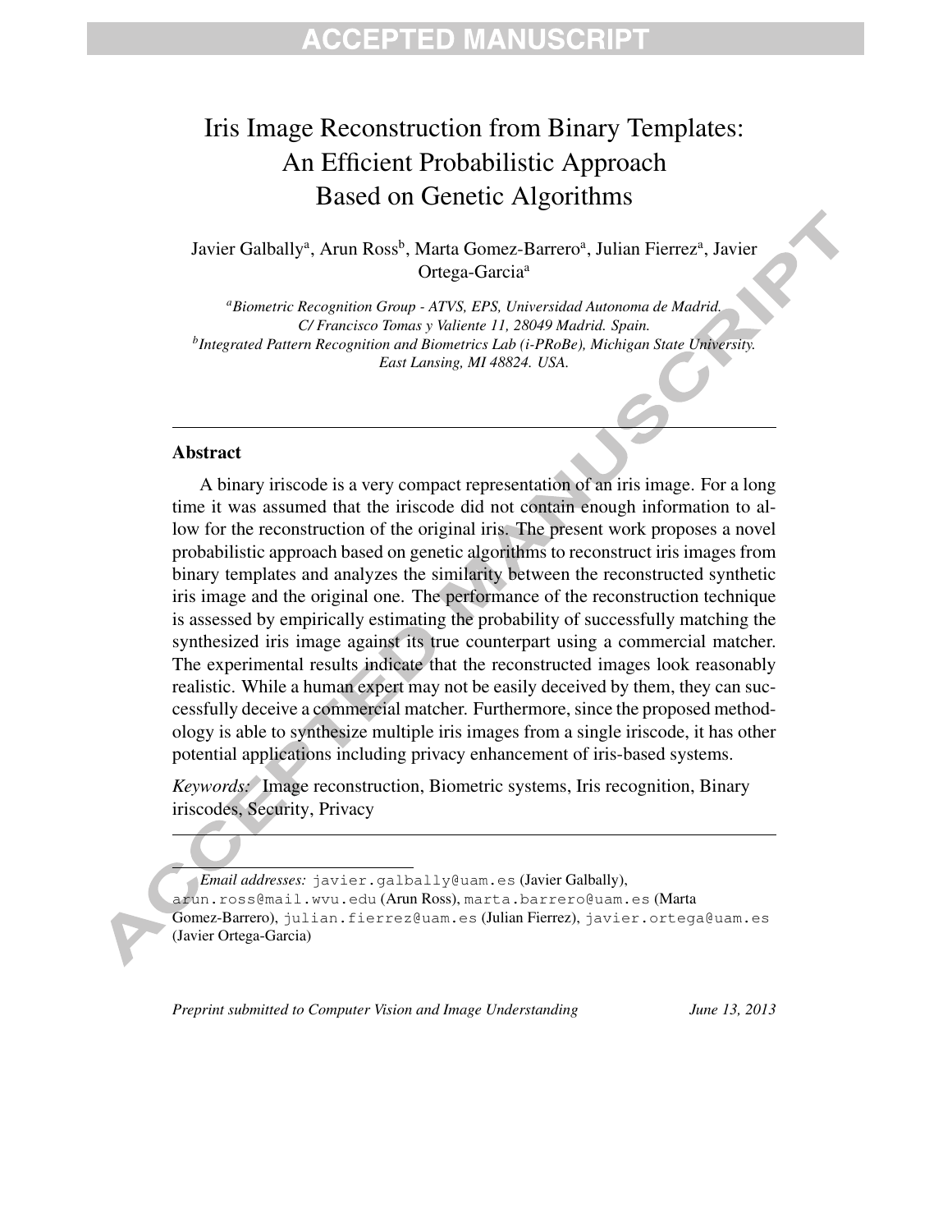# Iris Image Reconstruction from Binary Templates: An Efficient Probabilistic Approach Based on Genetic Algorithms

Javier Galbally[a], Arun Ross[b], Marta Gomez-Barrero[a], Julian Fierrez[a], Javier Ortega-Garcia[a]

[a] *Biometric Recognition Group - ATVS, EPS, Universidad Autonoma de Madrid. C/ Francisco Tomas y Valiente 11, 28049 Madrid. Spain.*

[b] *Integrated Pattern Recognition and Biometrics Lab (i-PRoBe), Michigan State University. East Lansing, MI 48824. USA.*

## Abstract

A binary iriscode is a very compact representation of an iris image. For a long time it was assumed that the iriscode did not contain enough information to allow for the reconstruction of the original iris. The present work proposes a novel probabilistic approach based on genetic algorithms to reconstruct iris images from binary templates and analyzes the similarity between the reconstructed synthetic iris image and the original one. The performance of the reconstruction technique is assessed by empirically estimating the probability of successfully matching the synthesized iris image against its true counterpart using a commercial matcher. The experimental results indicate that the reconstructed images look reasonably realistic. While a human expert may not be easily deceived by them, they can successfully deceive a commercial matcher. Furthermore, since the proposed methodology is able to synthesize multiple iris images from a single iriscode, it has other potential applications including privacy enhancement of iris-based systems.

*Keywords:* Image reconstruction, Biometric systems, Iris recognition, Binary iriscodes, Security, Privacy

---

*Email addresses:* javier.galbally@uam.es (Javier Galbally), arun.ross@mail.wvu.edu (Arun Ross), marta.barrero@uam.es (Marta Gomez-Barrero), julian.fierrez@uam.es (Julian Fierrez), javier.ortega@uam.es (Javier Ortega-Garcia)

*Preprint submitted to Computer Vision and Image Understanding* *June 13, 2013*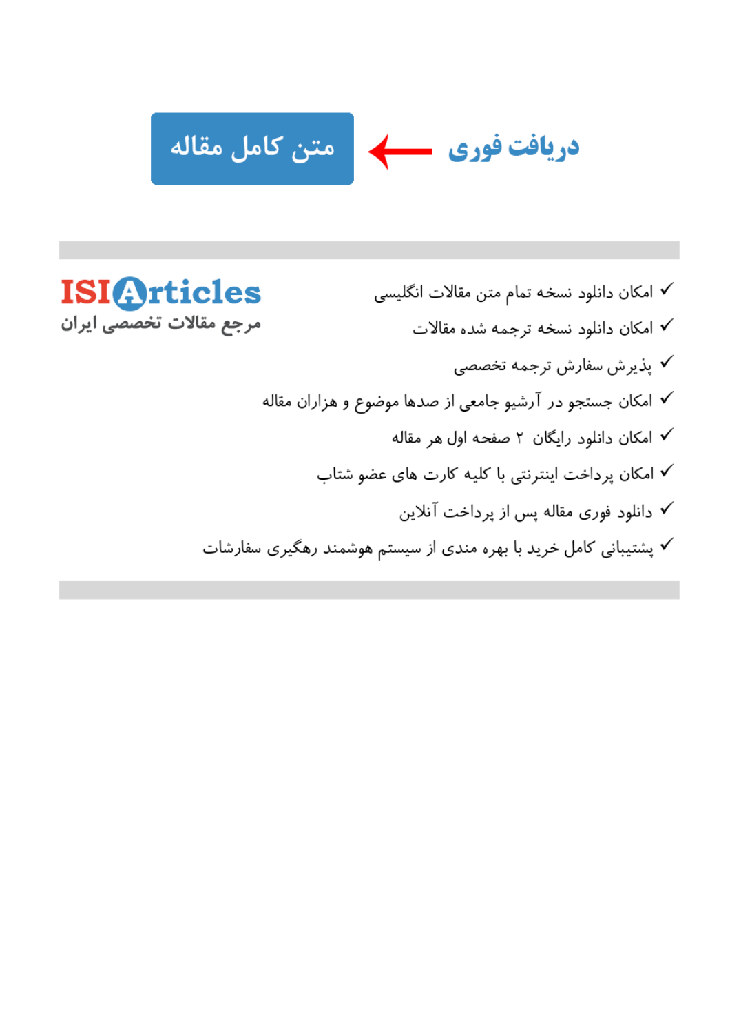متن کامل مقاله ← دریافت فوری

ISIArticles
مرجع مقالات تخصصی ایران

- ✓ امکان دانلود نسخه تمام متن مقالات انگلیسی
- ✓ امکان دانلود نسخه ترجمه شده مقالات
- ✓ پذیرش سفارش ترجمه تخصصی
- ✓ امکان جستجو در آرشیو جامعی از صدها موضوع و هزاران مقاله
- ✓ امکان دانلود رایگان ۲ صفحه اول هر مقاله
- ✓ امکان پرداخت اینترنتی با کلیه کارت های عضو شتاب
- ✓ دانلود فوری مقاله پس از پرداخت آنلاین
- ✓ پشتیبانی کامل خرید با بهره مندی از سیستم هوشمند رهگیری سفارشات